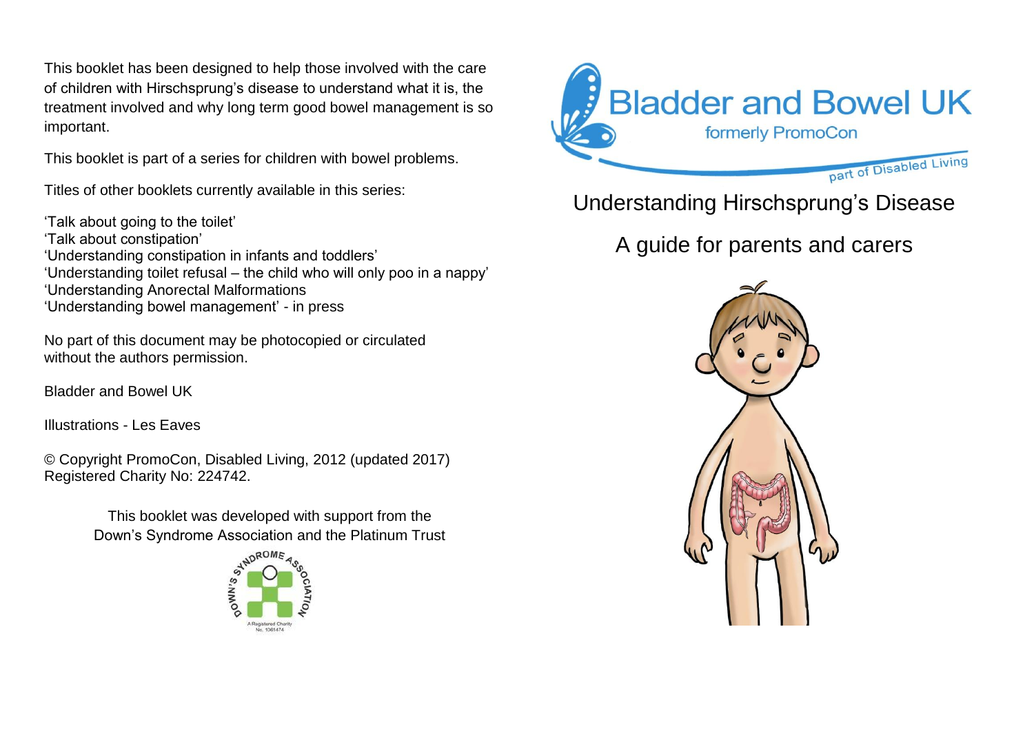This booklet has been designed to help those involved with the care of children with Hirschsprung's disease to understand what it is, the treatment involved and why long term good bowel management is so important.

This booklet is part of a series for children with bowel problems.

Titles of other booklets currently available in this series:

'Talk about going to the toilet'
'Talk about constipation'
'Understanding constipation in infants and toddlers'
'Understanding toilet refusal – the child who will only poo in a nappy'
'Understanding Anorectal Malformations
'Understanding bowel management' - in press

No part of this document may be photocopied or circulated without the authors permission.

Bladder and Bowel UK

Illustrations - Les Eaves

© Copyright PromoCon, Disabled Living, 2012 (updated 2017)
Registered Charity No: 224742.

This booklet was developed with support from the Down's Syndrome Association and the Platinum Trust

Bladder and Bowel UK

formerly PromoCon

part of Disabled Living

# Understanding Hirschsprung's Disease

## A guide for parents and carers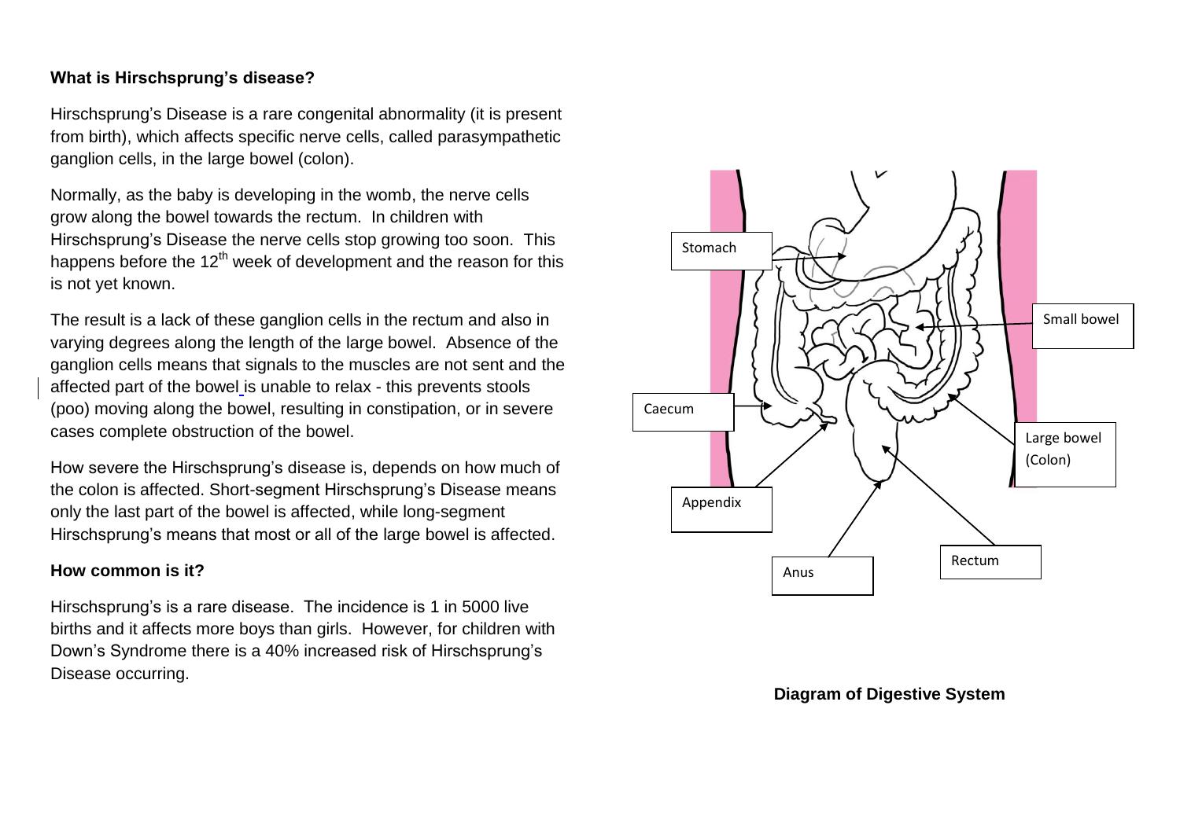### What is Hirschsprung's disease?

Hirschsprung's Disease is a rare congenital abnormality (it is present from birth), which affects specific nerve cells, called parasympathetic ganglion cells, in the large bowel (colon).

Normally, as the baby is developing in the womb, the nerve cells grow along the bowel towards the rectum. In children with Hirschsprung's Disease the nerve cells stop growing too soon. This happens before the 12th week of development and the reason for this is not yet known.

The result is a lack of these ganglion cells in the rectum and also in varying degrees along the length of the large bowel. Absence of the ganglion cells means that signals to the muscles are not sent and the affected part of the bowel is unable to relax - this prevents stools (poo) moving along the bowel, resulting in constipation, or in severe cases complete obstruction of the bowel.

How severe the Hirschsprung's disease is, depends on how much of the colon is affected. Short-segment Hirschsprung's Disease means only the last part of the bowel is affected, while long-segment Hirschsprung's means that most or all of the large bowel is affected.

### How common is it?

Hirschsprung's is a rare disease. The incidence is 1 in 5000 live births and it affects more boys than girls. However, for children with Down's Syndrome there is a 40% increased risk of Hirschsprung's Disease occurring.

Stomach

Small bowel

Caecum

Large bowel (Colon)

Appendix

Rectum

Anus

**Diagram of Digestive System**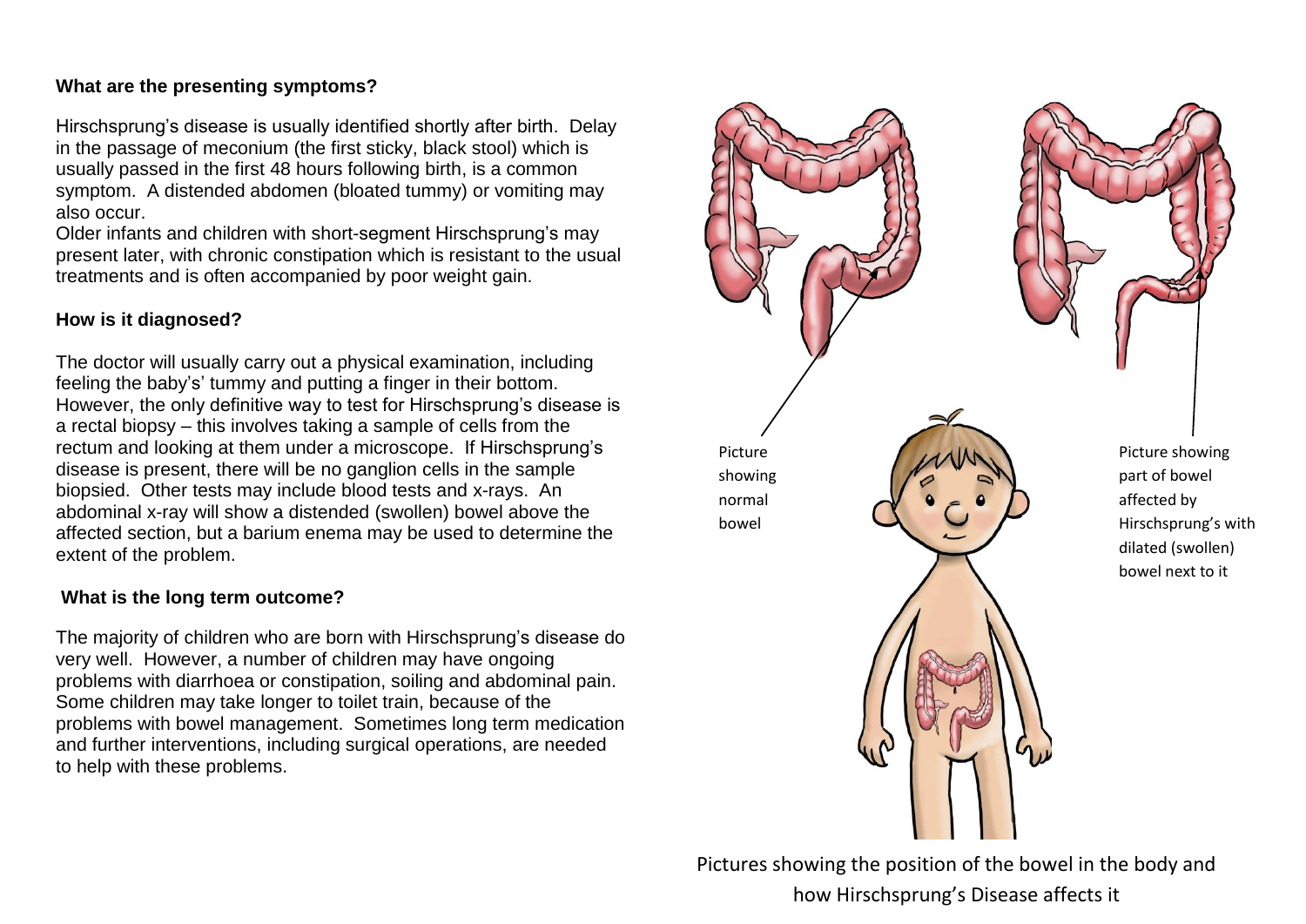## What are the presenting symptoms?

Hirschsprung's disease is usually identified shortly after birth. Delay in the passage of meconium (the first sticky, black stool) which is usually passed in the first 48 hours following birth, is a common symptom. A distended abdomen (bloated tummy) or vomiting may also occur.

Older infants and children with short-segment Hirschsprung's may present later, with chronic constipation which is resistant to the usual treatments and is often accompanied by poor weight gain.

## How is it diagnosed?

The doctor will usually carry out a physical examination, including feeling the baby's' tummy and putting a finger in their bottom. However, the only definitive way to test for Hirschsprung's disease is a rectal biopsy – this involves taking a sample of cells from the rectum and looking at them under a microscope. If Hirschsprung's disease is present, there will be no ganglion cells in the sample biopsied. Other tests may include blood tests and x-rays. An abdominal x-ray will show a distended (swollen) bowel above the affected section, but a barium enema may be used to determine the extent of the problem.

## What is the long term outcome?

The majority of children who are born with Hirschsprung's disease do very well. However, a number of children may have ongoing problems with diarrhoea or constipation, soiling and abdominal pain. Some children may take longer to toilet train, because of the problems with bowel management. Sometimes long term medication and further interventions, including surgical operations, are needed to help with these problems.

Picture showing normal bowel

Picture showing part of bowel affected by Hirschsprung's with dilated (swollen) bowel next to it

Pictures showing the position of the bowel in the body and how Hirschsprung's Disease affects it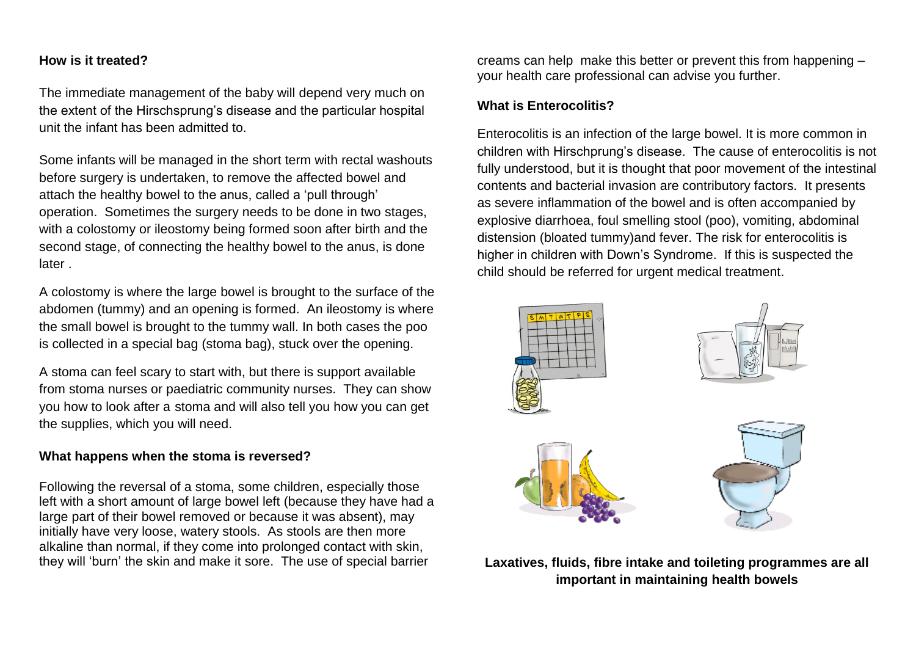**How is it treated?**

The immediate management of the baby will depend very much on the extent of the Hirschsprung's disease and the particular hospital unit the infant has been admitted to.

Some infants will be managed in the short term with rectal washouts before surgery is undertaken, to remove the affected bowel and attach the healthy bowel to the anus, called a 'pull through' operation. Sometimes the surgery needs to be done in two stages, with a colostomy or ileostomy being formed soon after birth and the second stage, of connecting the healthy bowel to the anus, is done later .

A colostomy is where the large bowel is brought to the surface of the abdomen (tummy) and an opening is formed. An ileostomy is where the small bowel is brought to the tummy wall. In both cases the poo is collected in a special bag (stoma bag), stuck over the opening.

A stoma can feel scary to start with, but there is support available from stoma nurses or paediatric community nurses. They can show you how to look after a stoma and will also tell you how you can get the supplies, which you will need.

**What happens when the stoma is reversed?**

Following the reversal of a stoma, some children, especially those left with a short amount of large bowel left (because they have had a large part of their bowel removed or because it was absent), may initially have very loose, watery stools. As stools are then more alkaline than normal, if they come into prolonged contact with skin, they will 'burn' the skin and make it sore. The use of special barrier creams can help make this better or prevent this from happening – your health care professional can advise you further.

**What is Enterocolitis?**

Enterocolitis is an infection of the large bowel. It is more common in children with Hirschprung's disease. The cause of enterocolitis is not fully understood, but it is thought that poor movement of the intestinal contents and bacterial invasion are contributory factors. It presents as severe inflammation of the bowel and is often accompanied by explosive diarrhoea, foul smelling stool (poo), vomiting, abdominal distension (bloated tummy)and fever. The risk for enterocolitis is higher in children with Down's Syndrome. If this is suspected the child should be referred for urgent medical treatment.

**Laxatives, fluids, fibre intake and toileting programmes are all important in maintaining health bowels**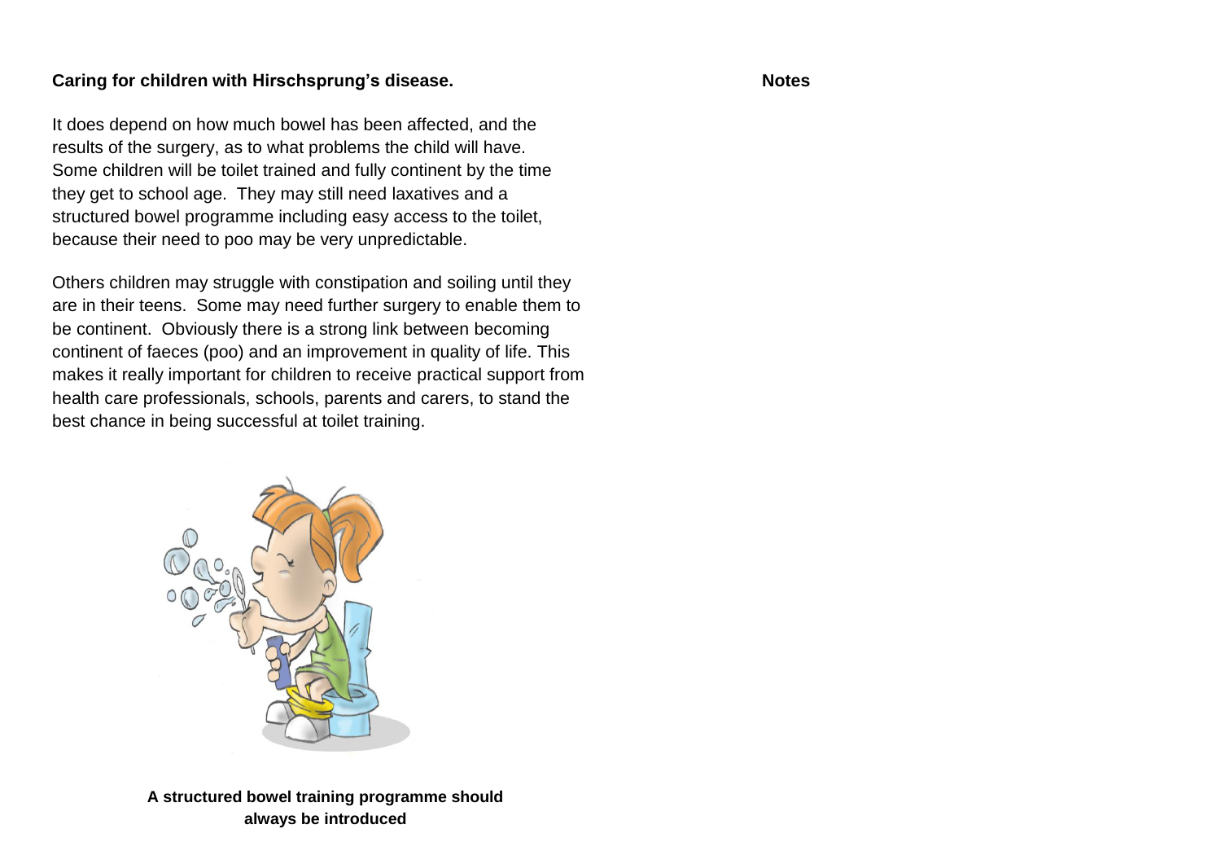**Caring for children with Hirschsprung's disease.**

It does depend on how much bowel has been affected, and the results of the surgery, as to what problems the child will have. Some children will be toilet trained and fully continent by the time they get to school age. They may still need laxatives and a structured bowel programme including easy access to the toilet, because their need to poo may be very unpredictable.

Others children may struggle with constipation and soiling until they are in their teens. Some may need further surgery to enable them to be continent. Obviously there is a strong link between becoming continent of faeces (poo) and an improvement in quality of life. This makes it really important for children to receive practical support from health care professionals, schools, parents and carers, to stand the best chance in being successful at toilet training.

**A structured bowel training programme should always be introduced**

**Notes**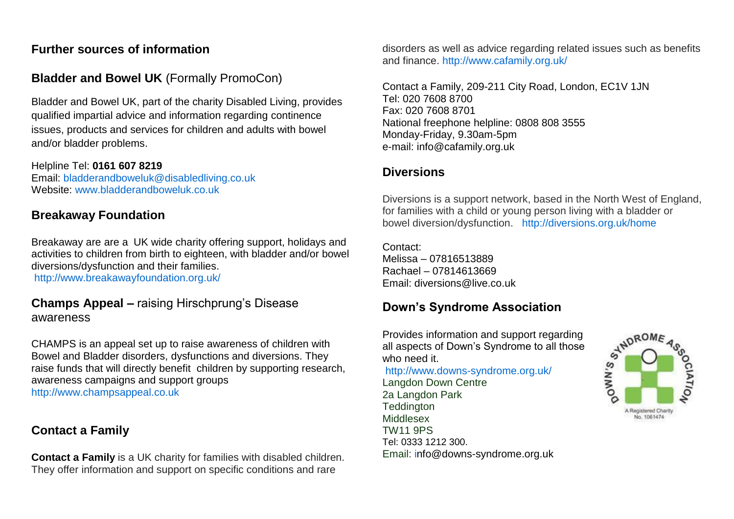## Further sources of information

### **Bladder and Bowel UK** (Formally PromoCon)

Bladder and Bowel UK, part of the charity Disabled Living, provides qualified impartial advice and information regarding continence issues, products and services for children and adults with bowel and/or bladder problems.

Helpline Tel: **0161 607 8219**
Email: bladderandboweluk@disabledliving.co.uk
Website: www.bladderandboweluk.co.uk

### Breakaway Foundation

Breakaway are are a UK wide charity offering support, holidays and activities to children from birth to eighteen, with bladder and/or bowel diversions/dysfunction and their families.
http://www.breakawayfoundation.org.uk/

### **Champs Appeal –** raising Hirschprung's Disease awareness

CHAMPS is an appeal set up to raise awareness of children with Bowel and Bladder disorders, dysfunctions and diversions. They raise funds that will directly benefit children by supporting research, awareness campaigns and support groups
http://www.champsappeal.co.uk

### Contact a Family

**Contact a Family** is a UK charity for families with disabled children. They offer information and support on specific conditions and rare disorders as well as advice regarding related issues such as benefits and finance. http://www.cafamily.org.uk/

Contact a Family, 209-211 City Road, London, EC1V 1JN
Tel: 020 7608 8700
Fax: 020 7608 8701
National freephone helpline: 0808 808 3555
Monday-Friday, 9.30am-5pm
e-mail: info@cafamily.org.uk

### Diversions

Diversions is a support network, based in the North West of England, for families with a child or young person living with a bladder or bowel diversion/dysfunction. http://diversions.org.uk/home

Contact:
Melissa – 07816513889
Rachael – 07814613669
Email: diversions@live.co.uk

### Down's Syndrome Association

Provides information and support regarding all aspects of Down's Syndrome to all those who need it.
http://www.downs-syndrome.org.uk/
Langdon Down Centre
2a Langdon Park
Teddington
Middlesex
TW11 9PS
Tel: 0333 1212 300.
Email: info@downs-syndrome.org.uk

DOWN'S SYNDROME ASSOCIATION
A Registered Charity No. 1061474